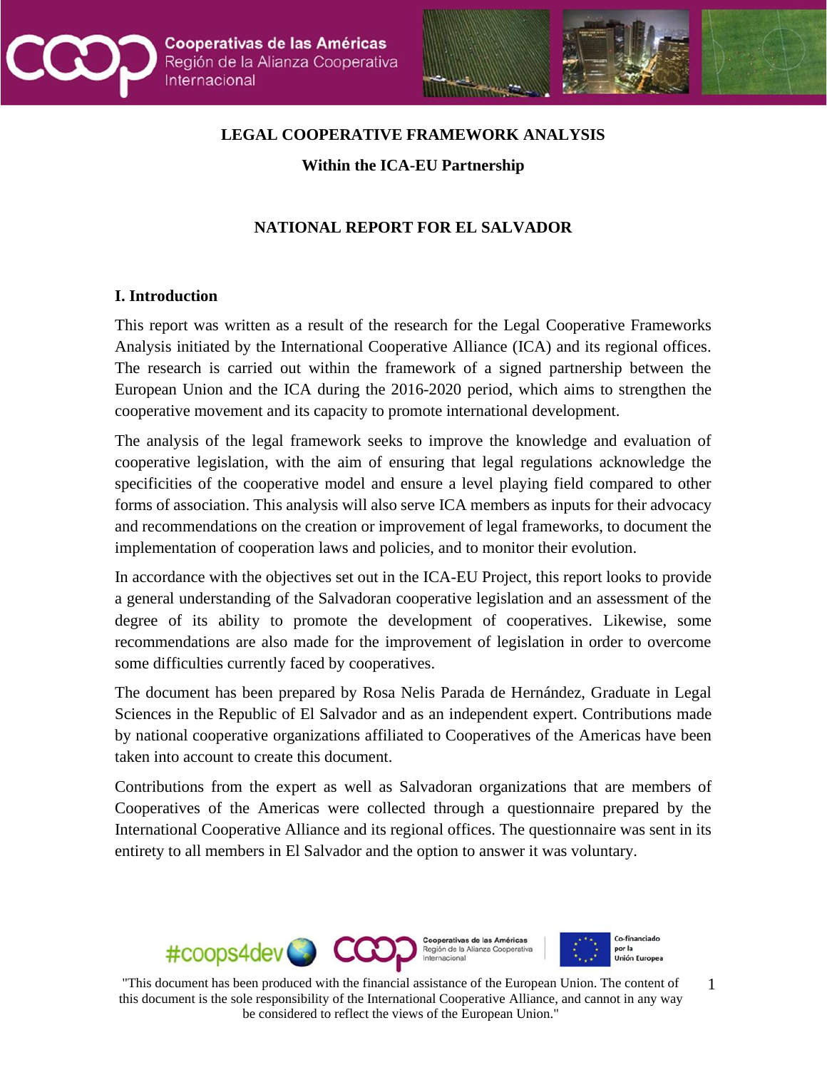# LEGAL COOPERATIVE FRAMEWORK ANALYSIS

## Within the ICA-EU Partnership

## NATIONAL REPORT FOR EL SALVADOR

### I. Introduction

This report was written as a result of the research for the Legal Cooperative Frameworks Analysis initiated by the International Cooperative Alliance (ICA) and its regional offices. The research is carried out within the framework of a signed partnership between the European Union and the ICA during the 2016-2020 period, which aims to strengthen the cooperative movement and its capacity to promote international development.

The analysis of the legal framework seeks to improve the knowledge and evaluation of cooperative legislation, with the aim of ensuring that legal regulations acknowledge the specificities of the cooperative model and ensure a level playing field compared to other forms of association. This analysis will also serve ICA members as inputs for their advocacy and recommendations on the creation or improvement of legal frameworks, to document the implementation of cooperation laws and policies, and to monitor their evolution.

In accordance with the objectives set out in the ICA-EU Project, this report looks to provide a general understanding of the Salvadoran cooperative legislation and an assessment of the degree of its ability to promote the development of cooperatives. Likewise, some recommendations are also made for the improvement of legislation in order to overcome some difficulties currently faced by cooperatives.

The document has been prepared by Rosa Nelis Parada de Hernández, Graduate in Legal Sciences in the Republic of El Salvador and as an independent expert. Contributions made by national cooperative organizations affiliated to Cooperatives of the Americas have been taken into account to create this document.

Contributions from the expert as well as Salvadoran organizations that are members of Cooperatives of the Americas were collected through a questionnaire prepared by the International Cooperative Alliance and its regional offices. The questionnaire was sent in its entirety to all members in El Salvador and the option to answer it was voluntary.

"This document has been produced with the financial assistance of the European Union. The content of this document is the sole responsibility of the International Cooperative Alliance, and cannot in any way be considered to reflect the views of the European Union."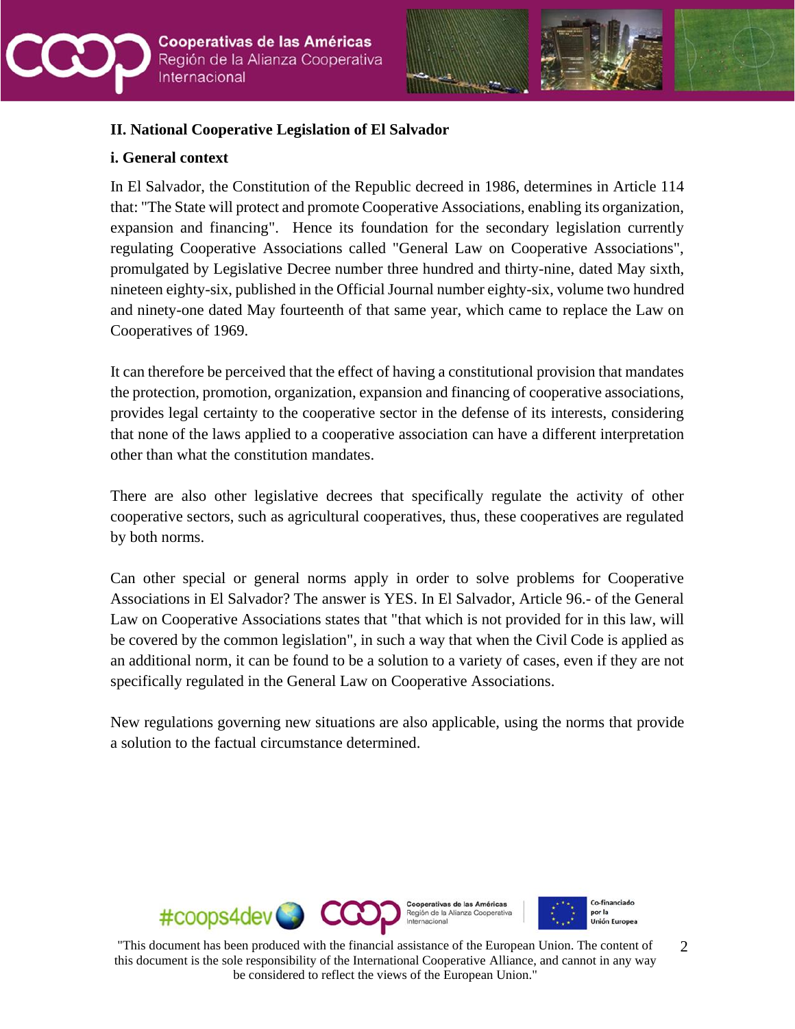## II. National Cooperative Legislation of El Salvador

### i. General context

In El Salvador, the Constitution of the Republic decreed in 1986, determines in Article 114 that: "The State will protect and promote Cooperative Associations, enabling its organization, expansion and financing". Hence its foundation for the secondary legislation currently regulating Cooperative Associations called "General Law on Cooperative Associations", promulgated by Legislative Decree number three hundred and thirty-nine, dated May sixth, nineteen eighty-six, published in the Official Journal number eighty-six, volume two hundred and ninety-one dated May fourteenth of that same year, which came to replace the Law on Cooperatives of 1969.

It can therefore be perceived that the effect of having a constitutional provision that mandates the protection, promotion, organization, expansion and financing of cooperative associations, provides legal certainty to the cooperative sector in the defense of its interests, considering that none of the laws applied to a cooperative association can have a different interpretation other than what the constitution mandates.

There are also other legislative decrees that specifically regulate the activity of other cooperative sectors, such as agricultural cooperatives, thus, these cooperatives are regulated by both norms.

Can other special or general norms apply in order to solve problems for Cooperative Associations in El Salvador? The answer is YES. In El Salvador, Article 96.- of the General Law on Cooperative Associations states that "that which is not provided for in this law, will be covered by the common legislation", in such a way that when the Civil Code is applied as an additional norm, it can be found to be a solution to a variety of cases, even if they are not specifically regulated in the General Law on Cooperative Associations.

New regulations governing new situations are also applicable, using the norms that provide a solution to the factual circumstance determined.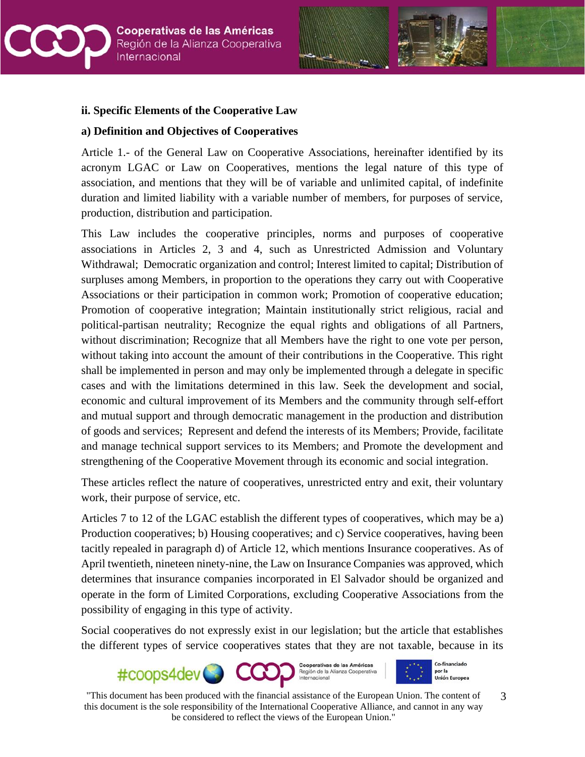**ii. Specific Elements of the Cooperative Law**

**a) Definition and Objectives of Cooperatives**

Article 1.- of the General Law on Cooperative Associations, hereinafter identified by its acronym LGAC or Law on Cooperatives, mentions the legal nature of this type of association, and mentions that they will be of variable and unlimited capital, of indefinite duration and limited liability with a variable number of members, for purposes of service, production, distribution and participation.

This Law includes the cooperative principles, norms and purposes of cooperative associations in Articles 2, 3 and 4, such as Unrestricted Admission and Voluntary Withdrawal; Democratic organization and control; Interest limited to capital; Distribution of surpluses among Members, in proportion to the operations they carry out with Cooperative Associations or their participation in common work; Promotion of cooperative education; Promotion of cooperative integration; Maintain institutionally strict religious, racial and political-partisan neutrality; Recognize the equal rights and obligations of all Partners, without discrimination; Recognize that all Members have the right to one vote per person, without taking into account the amount of their contributions in the Cooperative. This right shall be implemented in person and may only be implemented through a delegate in specific cases and with the limitations determined in this law. Seek the development and social, economic and cultural improvement of its Members and the community through self-effort and mutual support and through democratic management in the production and distribution of goods and services; Represent and defend the interests of its Members; Provide, facilitate and manage technical support services to its Members; and Promote the development and strengthening of the Cooperative Movement through its economic and social integration.

These articles reflect the nature of cooperatives, unrestricted entry and exit, their voluntary work, their purpose of service, etc.

Articles 7 to 12 of the LGAC establish the different types of cooperatives, which may be a) Production cooperatives; b) Housing cooperatives; and c) Service cooperatives, having been tacitly repealed in paragraph d) of Article 12, which mentions Insurance cooperatives. As of April twentieth, nineteen ninety-nine, the Law on Insurance Companies was approved, which determines that insurance companies incorporated in El Salvador should be organized and operate in the form of Limited Corporations, excluding Cooperative Associations from the possibility of engaging in this type of activity.

Social cooperatives do not expressly exist in our legislation; but the article that establishes the different types of service cooperatives states that they are not taxable, because in its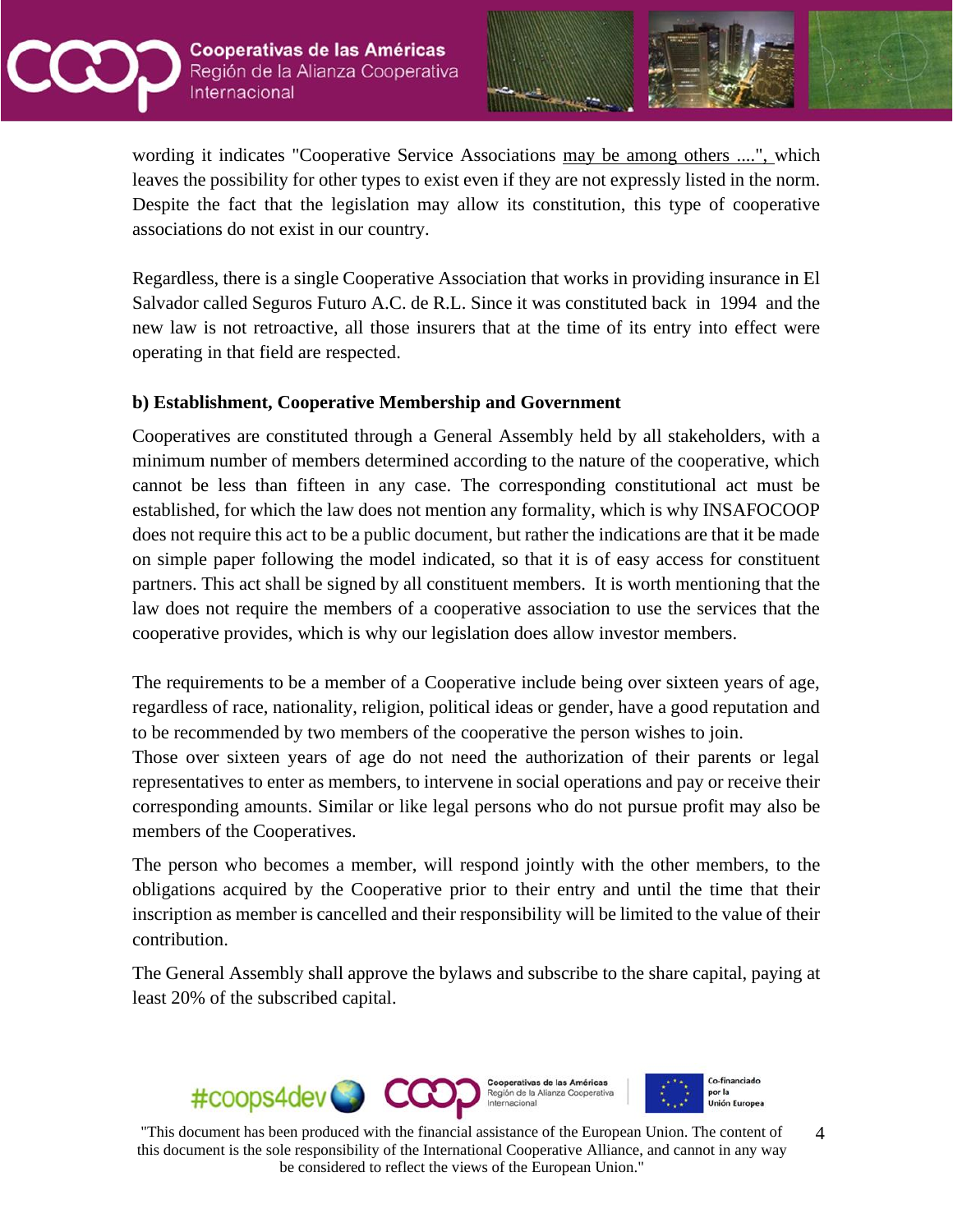wording it indicates "Cooperative Service Associations may be among others ....", which leaves the possibility for other types to exist even if they are not expressly listed in the norm. Despite the fact that the legislation may allow its constitution, this type of cooperative associations do not exist in our country.

Regardless, there is a single Cooperative Association that works in providing insurance in El Salvador called Seguros Futuro A.C. de R.L. Since it was constituted back in 1994 and the new law is not retroactive, all those insurers that at the time of its entry into effect were operating in that field are respected.

**b) Establishment, Cooperative Membership and Government**

Cooperatives are constituted through a General Assembly held by all stakeholders, with a minimum number of members determined according to the nature of the cooperative, which cannot be less than fifteen in any case. The corresponding constitutional act must be established, for which the law does not mention any formality, which is why INSAFOCOOP does not require this act to be a public document, but rather the indications are that it be made on simple paper following the model indicated, so that it is of easy access for constituent partners. This act shall be signed by all constituent members. It is worth mentioning that the law does not require the members of a cooperative association to use the services that the cooperative provides, which is why our legislation does allow investor members.

The requirements to be a member of a Cooperative include being over sixteen years of age, regardless of race, nationality, religion, political ideas or gender, have a good reputation and to be recommended by two members of the cooperative the person wishes to join.

Those over sixteen years of age do not need the authorization of their parents or legal representatives to enter as members, to intervene in social operations and pay or receive their corresponding amounts. Similar or like legal persons who do not pursue profit may also be members of the Cooperatives.

The person who becomes a member, will respond jointly with the other members, to the obligations acquired by the Cooperative prior to their entry and until the time that their inscription as member is cancelled and their responsibility will be limited to the value of their contribution.

The General Assembly shall approve the bylaws and subscribe to the share capital, paying at least 20% of the subscribed capital.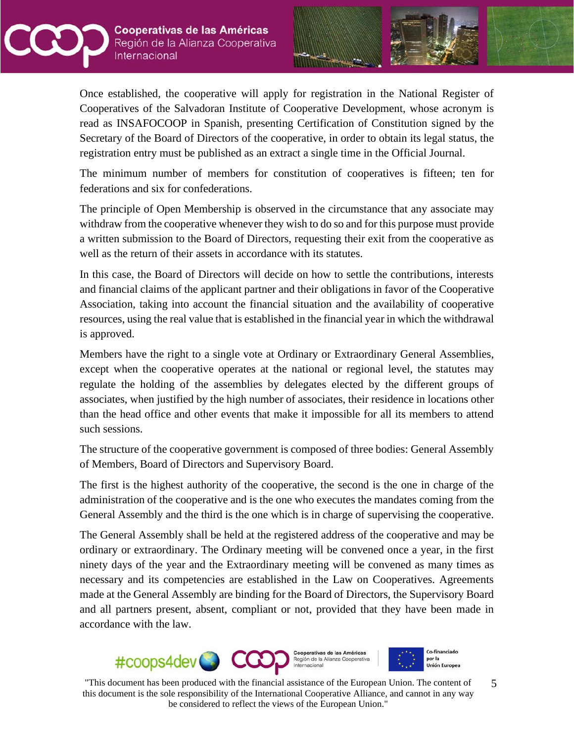Once established, the cooperative will apply for registration in the National Register of Cooperatives of the Salvadoran Institute of Cooperative Development, whose acronym is read as INSAFOCOOP in Spanish, presenting Certification of Constitution signed by the Secretary of the Board of Directors of the cooperative, in order to obtain its legal status, the registration entry must be published as an extract a single time in the Official Journal.

The minimum number of members for constitution of cooperatives is fifteen; ten for federations and six for confederations.

The principle of Open Membership is observed in the circumstance that any associate may withdraw from the cooperative whenever they wish to do so and for this purpose must provide a written submission to the Board of Directors, requesting their exit from the cooperative as well as the return of their assets in accordance with its statutes.

In this case, the Board of Directors will decide on how to settle the contributions, interests and financial claims of the applicant partner and their obligations in favor of the Cooperative Association, taking into account the financial situation and the availability of cooperative resources, using the real value that is established in the financial year in which the withdrawal is approved.

Members have the right to a single vote at Ordinary or Extraordinary General Assemblies, except when the cooperative operates at the national or regional level, the statutes may regulate the holding of the assemblies by delegates elected by the different groups of associates, when justified by the high number of associates, their residence in locations other than the head office and other events that make it impossible for all its members to attend such sessions.

The structure of the cooperative government is composed of three bodies: General Assembly of Members, Board of Directors and Supervisory Board.

The first is the highest authority of the cooperative, the second is the one in charge of the administration of the cooperative and is the one who executes the mandates coming from the General Assembly and the third is the one which is in charge of supervising the cooperative.

The General Assembly shall be held at the registered address of the cooperative and may be ordinary or extraordinary. The Ordinary meeting will be convened once a year, in the first ninety days of the year and the Extraordinary meeting will be convened as many times as necessary and its competencies are established in the Law on Cooperatives. Agreements made at the General Assembly are binding for the Board of Directors, the Supervisory Board and all partners present, absent, compliant or not, provided that they have been made in accordance with the law.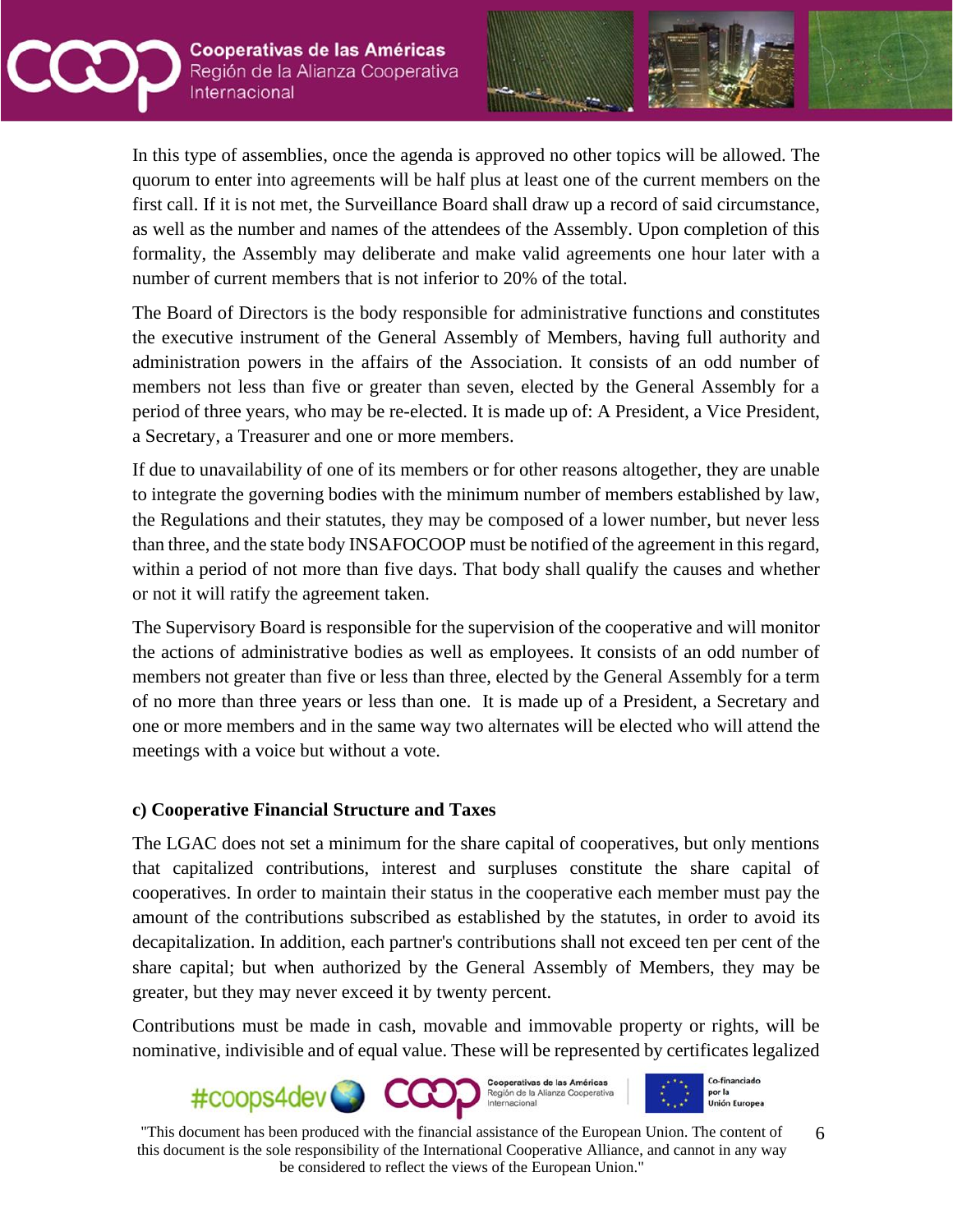In this type of assemblies, once the agenda is approved no other topics will be allowed. The quorum to enter into agreements will be half plus at least one of the current members on the first call. If it is not met, the Surveillance Board shall draw up a record of said circumstance, as well as the number and names of the attendees of the Assembly. Upon completion of this formality, the Assembly may deliberate and make valid agreements one hour later with a number of current members that is not inferior to 20% of the total.

The Board of Directors is the body responsible for administrative functions and constitutes the executive instrument of the General Assembly of Members, having full authority and administration powers in the affairs of the Association. It consists of an odd number of members not less than five or greater than seven, elected by the General Assembly for a period of three years, who may be re-elected. It is made up of: A President, a Vice President, a Secretary, a Treasurer and one or more members.

If due to unavailability of one of its members or for other reasons altogether, they are unable to integrate the governing bodies with the minimum number of members established by law, the Regulations and their statutes, they may be composed of a lower number, but never less than three, and the state body INSAFOCOOP must be notified of the agreement in this regard, within a period of not more than five days. That body shall qualify the causes and whether or not it will ratify the agreement taken.

The Supervisory Board is responsible for the supervision of the cooperative and will monitor the actions of administrative bodies as well as employees. It consists of an odd number of members not greater than five or less than three, elected by the General Assembly for a term of no more than three years or less than one. It is made up of a President, a Secretary and one or more members and in the same way two alternates will be elected who will attend the meetings with a voice but without a vote.

**c) Cooperative Financial Structure and Taxes**

The LGAC does not set a minimum for the share capital of cooperatives, but only mentions that capitalized contributions, interest and surpluses constitute the share capital of cooperatives. In order to maintain their status in the cooperative each member must pay the amount of the contributions subscribed as established by the statutes, in order to avoid its decapitalization. In addition, each partner's contributions shall not exceed ten per cent of the share capital; but when authorized by the General Assembly of Members, they may be greater, but they may never exceed it by twenty percent.

Contributions must be made in cash, movable and immovable property or rights, will be nominative, indivisible and of equal value. These will be represented by certificates legalized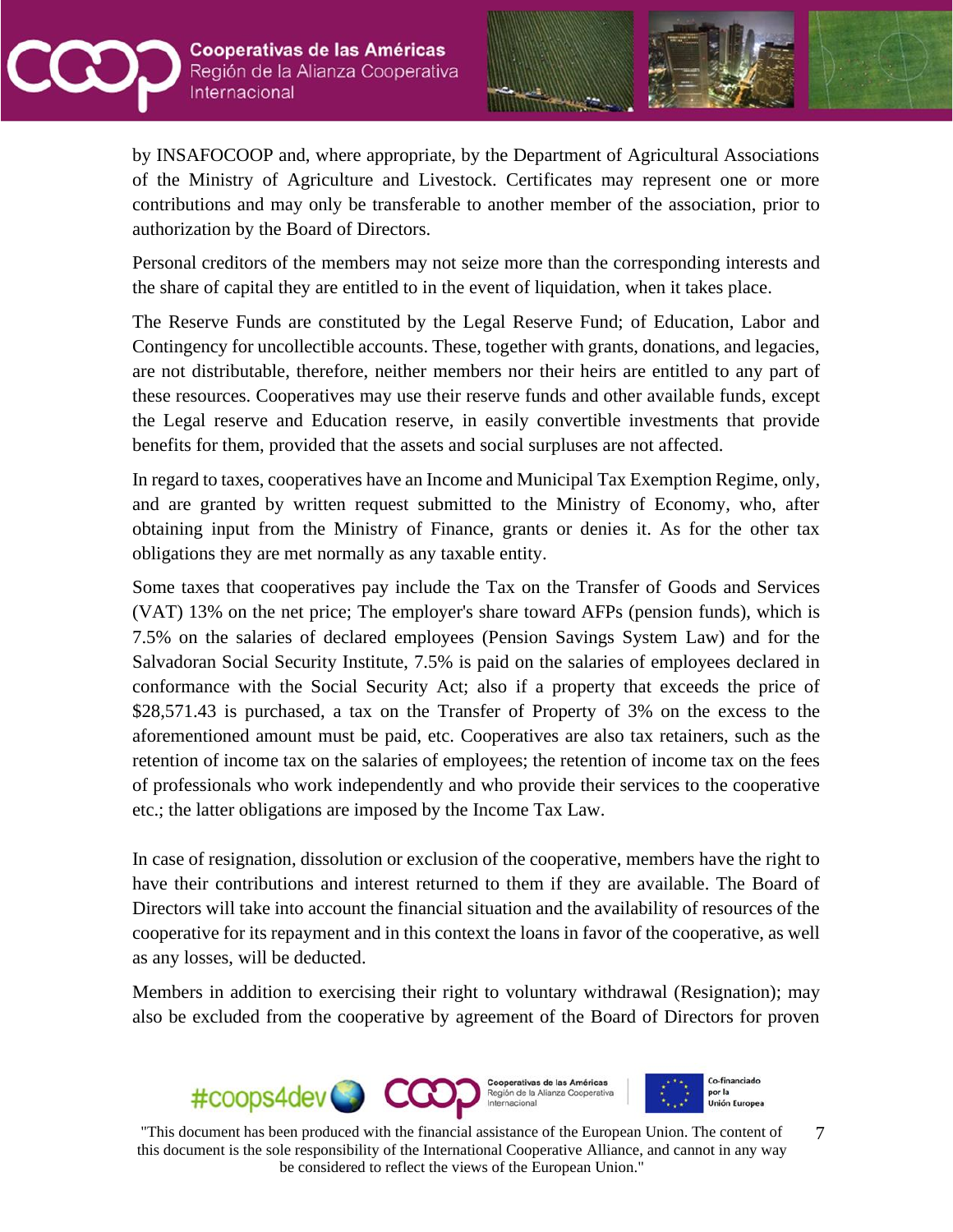by INSAFOCOOP and, where appropriate, by the Department of Agricultural Associations of the Ministry of Agriculture and Livestock. Certificates may represent one or more contributions and may only be transferable to another member of the association, prior to authorization by the Board of Directors.

Personal creditors of the members may not seize more than the corresponding interests and the share of capital they are entitled to in the event of liquidation, when it takes place.

The Reserve Funds are constituted by the Legal Reserve Fund; of Education, Labor and Contingency for uncollectible accounts. These, together with grants, donations, and legacies, are not distributable, therefore, neither members nor their heirs are entitled to any part of these resources. Cooperatives may use their reserve funds and other available funds, except the Legal reserve and Education reserve, in easily convertible investments that provide benefits for them, provided that the assets and social surpluses are not affected.

In regard to taxes, cooperatives have an Income and Municipal Tax Exemption Regime, only, and are granted by written request submitted to the Ministry of Economy, who, after obtaining input from the Ministry of Finance, grants or denies it. As for the other tax obligations they are met normally as any taxable entity.

Some taxes that cooperatives pay include the Tax on the Transfer of Goods and Services (VAT) 13% on the net price; The employer's share toward AFPs (pension funds), which is 7.5% on the salaries of declared employees (Pension Savings System Law) and for the Salvadoran Social Security Institute, 7.5% is paid on the salaries of employees declared in conformance with the Social Security Act; also if a property that exceeds the price of $28,571.43 is purchased, a tax on the Transfer of Property of 3% on the excess to the aforementioned amount must be paid, etc. Cooperatives are also tax retainers, such as the retention of income tax on the salaries of employees; the retention of income tax on the fees of professionals who work independently and who provide their services to the cooperative etc.; the latter obligations are imposed by the Income Tax Law.

In case of resignation, dissolution or exclusion of the cooperative, members have the right to have their contributions and interest returned to them if they are available. The Board of Directors will take into account the financial situation and the availability of resources of the cooperative for its repayment and in this context the loans in favor of the cooperative, as well as any losses, will be deducted.

Members in addition to exercising their right to voluntary withdrawal (Resignation); may also be excluded from the cooperative by agreement of the Board of Directors for proven

"This document has been produced with the financial assistance of the European Union. The content of this document is the sole responsibility of the International Cooperative Alliance, and cannot in any way be considered to reflect the views of the European Union."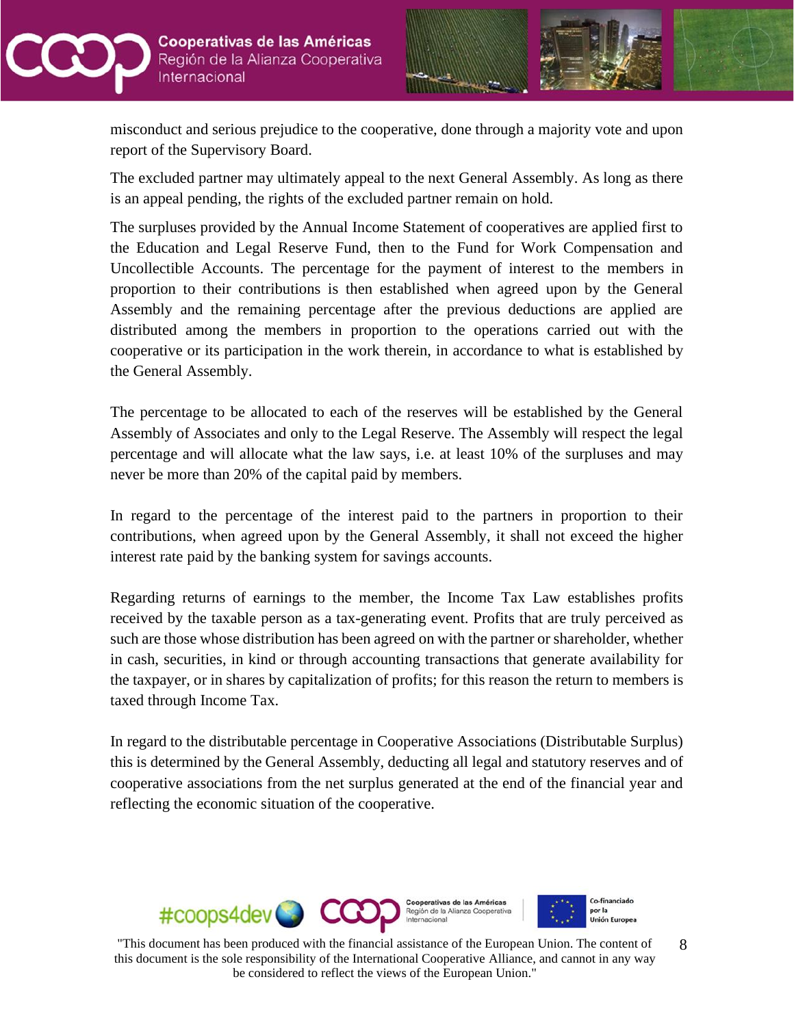misconduct and serious prejudice to the cooperative, done through a majority vote and upon report of the Supervisory Board.

The excluded partner may ultimately appeal to the next General Assembly. As long as there is an appeal pending, the rights of the excluded partner remain on hold.

The surpluses provided by the Annual Income Statement of cooperatives are applied first to the Education and Legal Reserve Fund, then to the Fund for Work Compensation and Uncollectible Accounts. The percentage for the payment of interest to the members in proportion to their contributions is then established when agreed upon by the General Assembly and the remaining percentage after the previous deductions are applied are distributed among the members in proportion to the operations carried out with the cooperative or its participation in the work therein, in accordance to what is established by the General Assembly.

The percentage to be allocated to each of the reserves will be established by the General Assembly of Associates and only to the Legal Reserve. The Assembly will respect the legal percentage and will allocate what the law says, i.e. at least 10% of the surpluses and may never be more than 20% of the capital paid by members.

In regard to the percentage of the interest paid to the partners in proportion to their contributions, when agreed upon by the General Assembly, it shall not exceed the higher interest rate paid by the banking system for savings accounts.

Regarding returns of earnings to the member, the Income Tax Law establishes profits received by the taxable person as a tax-generating event. Profits that are truly perceived as such are those whose distribution has been agreed on with the partner or shareholder, whether in cash, securities, in kind or through accounting transactions that generate availability for the taxpayer, or in shares by capitalization of profits; for this reason the return to members is taxed through Income Tax.

In regard to the distributable percentage in Cooperative Associations (Distributable Surplus) this is determined by the General Assembly, deducting all legal and statutory reserves and of cooperative associations from the net surplus generated at the end of the financial year and reflecting the economic situation of the cooperative.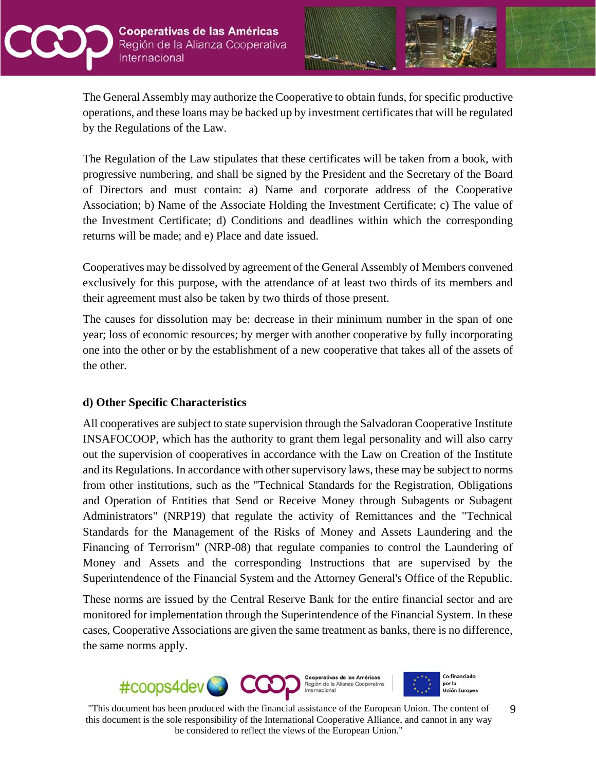The General Assembly may authorize the Cooperative to obtain funds, for specific productive operations, and these loans may be backed up by investment certificates that will be regulated by the Regulations of the Law.

The Regulation of the Law stipulates that these certificates will be taken from a book, with progressive numbering, and shall be signed by the President and the Secretary of the Board of Directors and must contain: a) Name and corporate address of the Cooperative Association; b) Name of the Associate Holding the Investment Certificate; c) The value of the Investment Certificate; d) Conditions and deadlines within which the corresponding returns will be made; and e) Place and date issued.

Cooperatives may be dissolved by agreement of the General Assembly of Members convened exclusively for this purpose, with the attendance of at least two thirds of its members and their agreement must also be taken by two thirds of those present.

The causes for dissolution may be: decrease in their minimum number in the span of one year; loss of economic resources; by merger with another cooperative by fully incorporating one into the other or by the establishment of a new cooperative that takes all of the assets of the other.

### d) Other Specific Characteristics

All cooperatives are subject to state supervision through the Salvadoran Cooperative Institute INSAFOCOOP, which has the authority to grant them legal personality and will also carry out the supervision of cooperatives in accordance with the Law on Creation of the Institute and its Regulations. In accordance with other supervisory laws, these may be subject to norms from other institutions, such as the "Technical Standards for the Registration, Obligations and Operation of Entities that Send or Receive Money through Subagents or Subagent Administrators" (NRP19) that regulate the activity of Remittances and the "Technical Standards for the Management of the Risks of Money and Assets Laundering and the Financing of Terrorism" (NRP-08) that regulate companies to control the Laundering of Money and Assets and the corresponding Instructions that are supervised by the Superintendence of the Financial System and the Attorney General's Office of the Republic.

These norms are issued by the Central Reserve Bank for the entire financial sector and are monitored for implementation through the Superintendence of the Financial System. In these cases, Cooperative Associations are given the same treatment as banks, there is no difference, the same norms apply.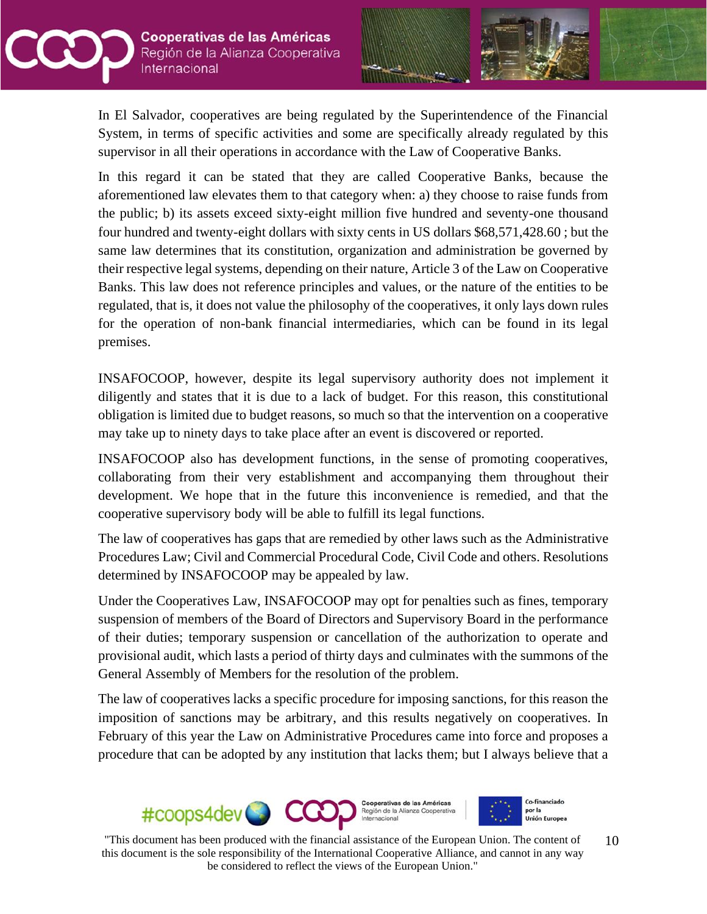In El Salvador, cooperatives are being regulated by the Superintendence of the Financial System, in terms of specific activities and some are specifically already regulated by this supervisor in all their operations in accordance with the Law of Cooperative Banks.

In this regard it can be stated that they are called Cooperative Banks, because the aforementioned law elevates them to that category when: a) they choose to raise funds from the public; b) its assets exceed sixty-eight million five hundred and seventy-one thousand four hundred and twenty-eight dollars with sixty cents in US dollars $68,571,428.60 ; but the same law determines that its constitution, organization and administration be governed by their respective legal systems, depending on their nature, Article 3 of the Law on Cooperative Banks. This law does not reference principles and values, or the nature of the entities to be regulated, that is, it does not value the philosophy of the cooperatives, it only lays down rules for the operation of non-bank financial intermediaries, which can be found in its legal premises.

INSAFOCOOP, however, despite its legal supervisory authority does not implement it diligently and states that it is due to a lack of budget. For this reason, this constitutional obligation is limited due to budget reasons, so much so that the intervention on a cooperative may take up to ninety days to take place after an event is discovered or reported.

INSAFOCOOP also has development functions, in the sense of promoting cooperatives, collaborating from their very establishment and accompanying them throughout their development. We hope that in the future this inconvenience is remedied, and that the cooperative supervisory body will be able to fulfill its legal functions.

The law of cooperatives has gaps that are remedied by other laws such as the Administrative Procedures Law; Civil and Commercial Procedural Code, Civil Code and others. Resolutions determined by INSAFOCOOP may be appealed by law.

Under the Cooperatives Law, INSAFOCOOP may opt for penalties such as fines, temporary suspension of members of the Board of Directors and Supervisory Board in the performance of their duties; temporary suspension or cancellation of the authorization to operate and provisional audit, which lasts a period of thirty days and culminates with the summons of the General Assembly of Members for the resolution of the problem.

The law of cooperatives lacks a specific procedure for imposing sanctions, for this reason the imposition of sanctions may be arbitrary, and this results negatively on cooperatives. In February of this year the Law on Administrative Procedures came into force and proposes a procedure that can be adopted by any institution that lacks them; but I always believe that a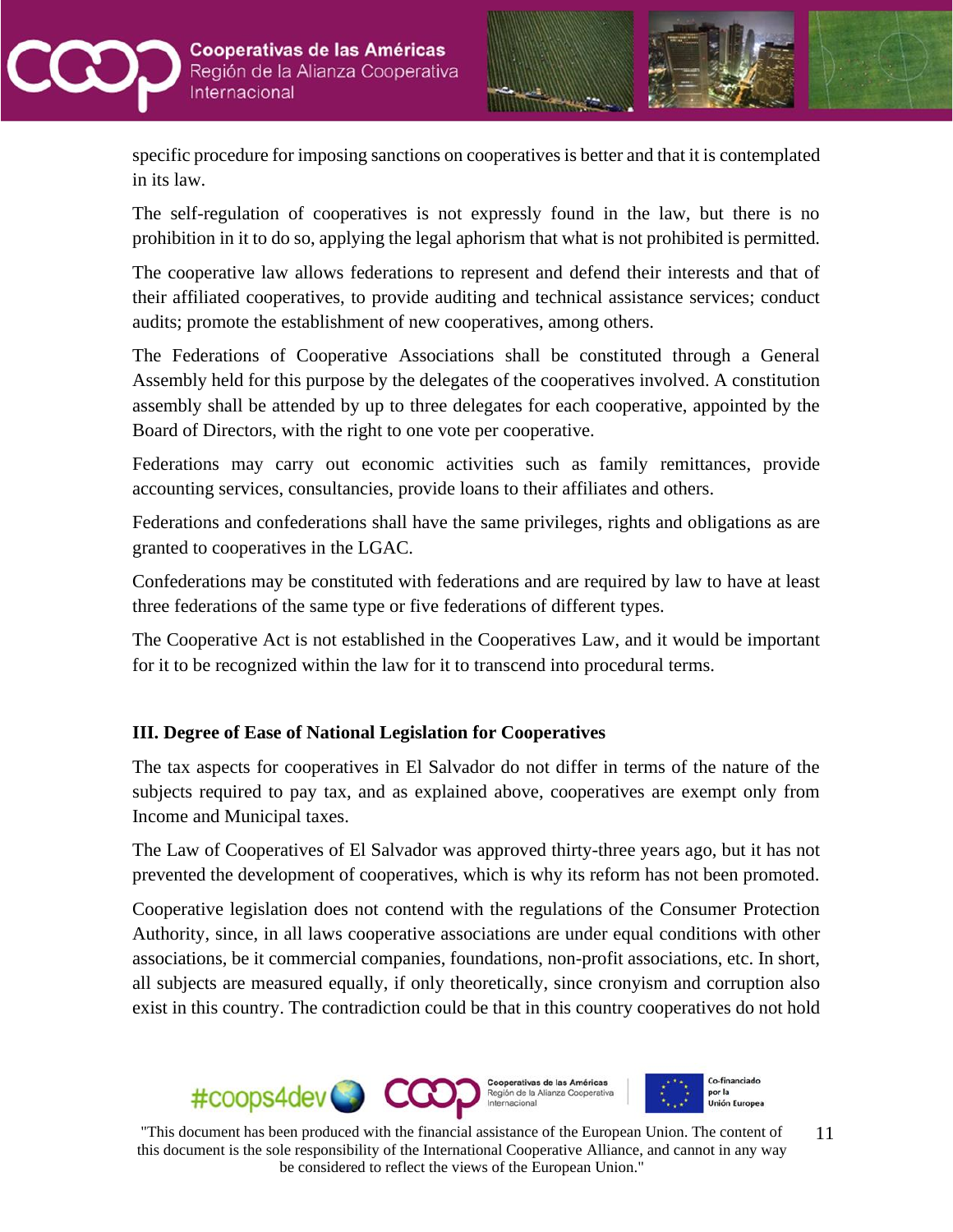specific procedure for imposing sanctions on cooperatives is better and that it is contemplated in its law.

The self-regulation of cooperatives is not expressly found in the law, but there is no prohibition in it to do so, applying the legal aphorism that what is not prohibited is permitted.

The cooperative law allows federations to represent and defend their interests and that of their affiliated cooperatives, to provide auditing and technical assistance services; conduct audits; promote the establishment of new cooperatives, among others.

The Federations of Cooperative Associations shall be constituted through a General Assembly held for this purpose by the delegates of the cooperatives involved. A constitution assembly shall be attended by up to three delegates for each cooperative, appointed by the Board of Directors, with the right to one vote per cooperative.

Federations may carry out economic activities such as family remittances, provide accounting services, consultancies, provide loans to their affiliates and others.

Federations and confederations shall have the same privileges, rights and obligations as are granted to cooperatives in the LGAC.

Confederations may be constituted with federations and are required by law to have at least three federations of the same type or five federations of different types.

The Cooperative Act is not established in the Cooperatives Law, and it would be important for it to be recognized within the law for it to transcend into procedural terms.

### III. Degree of Ease of National Legislation for Cooperatives

The tax aspects for cooperatives in El Salvador do not differ in terms of the nature of the subjects required to pay tax, and as explained above, cooperatives are exempt only from Income and Municipal taxes.

The Law of Cooperatives of El Salvador was approved thirty-three years ago, but it has not prevented the development of cooperatives, which is why its reform has not been promoted.

Cooperative legislation does not contend with the regulations of the Consumer Protection Authority, since, in all laws cooperative associations are under equal conditions with other associations, be it commercial companies, foundations, non-profit associations, etc. In short, all subjects are measured equally, if only theoretically, since cronyism and corruption also exist in this country. The contradiction could be that in this country cooperatives do not hold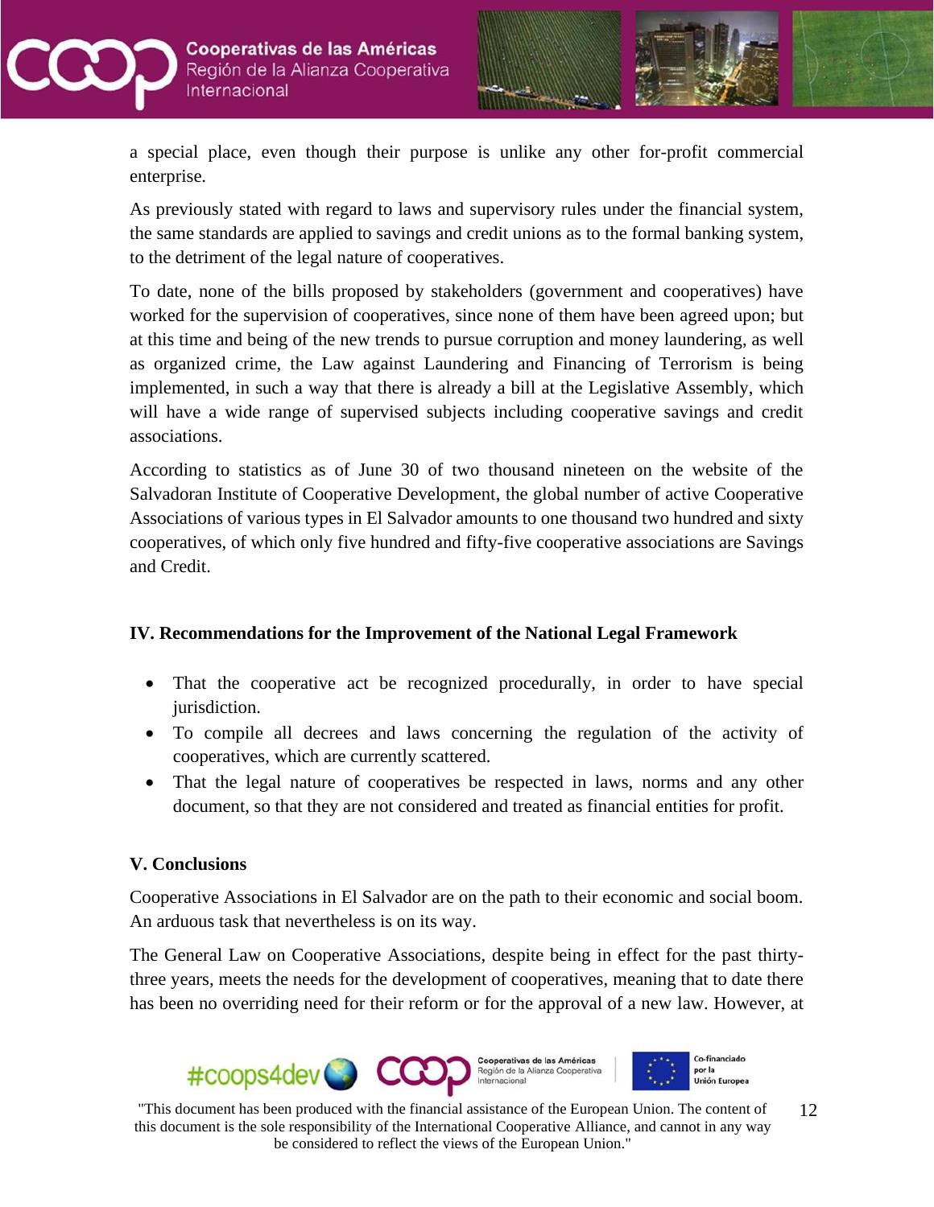a special place, even though their purpose is unlike any other for-profit commercial enterprise.

As previously stated with regard to laws and supervisory rules under the financial system, the same standards are applied to savings and credit unions as to the formal banking system, to the detriment of the legal nature of cooperatives.

To date, none of the bills proposed by stakeholders (government and cooperatives) have worked for the supervision of cooperatives, since none of them have been agreed upon; but at this time and being of the new trends to pursue corruption and money laundering, as well as organized crime, the Law against Laundering and Financing of Terrorism is being implemented, in such a way that there is already a bill at the Legislative Assembly, which will have a wide range of supervised subjects including cooperative savings and credit associations.

According to statistics as of June 30 of two thousand nineteen on the website of the Salvadoran Institute of Cooperative Development, the global number of active Cooperative Associations of various types in El Salvador amounts to one thousand two hundred and sixty cooperatives, of which only five hundred and fifty-five cooperative associations are Savings and Credit.

## IV. Recommendations for the Improvement of the National Legal Framework

- That the cooperative act be recognized procedurally, in order to have special jurisdiction.
- To compile all decrees and laws concerning the regulation of the activity of cooperatives, which are currently scattered.
- That the legal nature of cooperatives be respected in laws, norms and any other document, so that they are not considered and treated as financial entities for profit.

## V. Conclusions

Cooperative Associations in El Salvador are on the path to their economic and social boom. An arduous task that nevertheless is on its way.

The General Law on Cooperative Associations, despite being in effect for the past thirty-three years, meets the needs for the development of cooperatives, meaning that to date there has been no overriding need for their reform or for the approval of a new law. However, at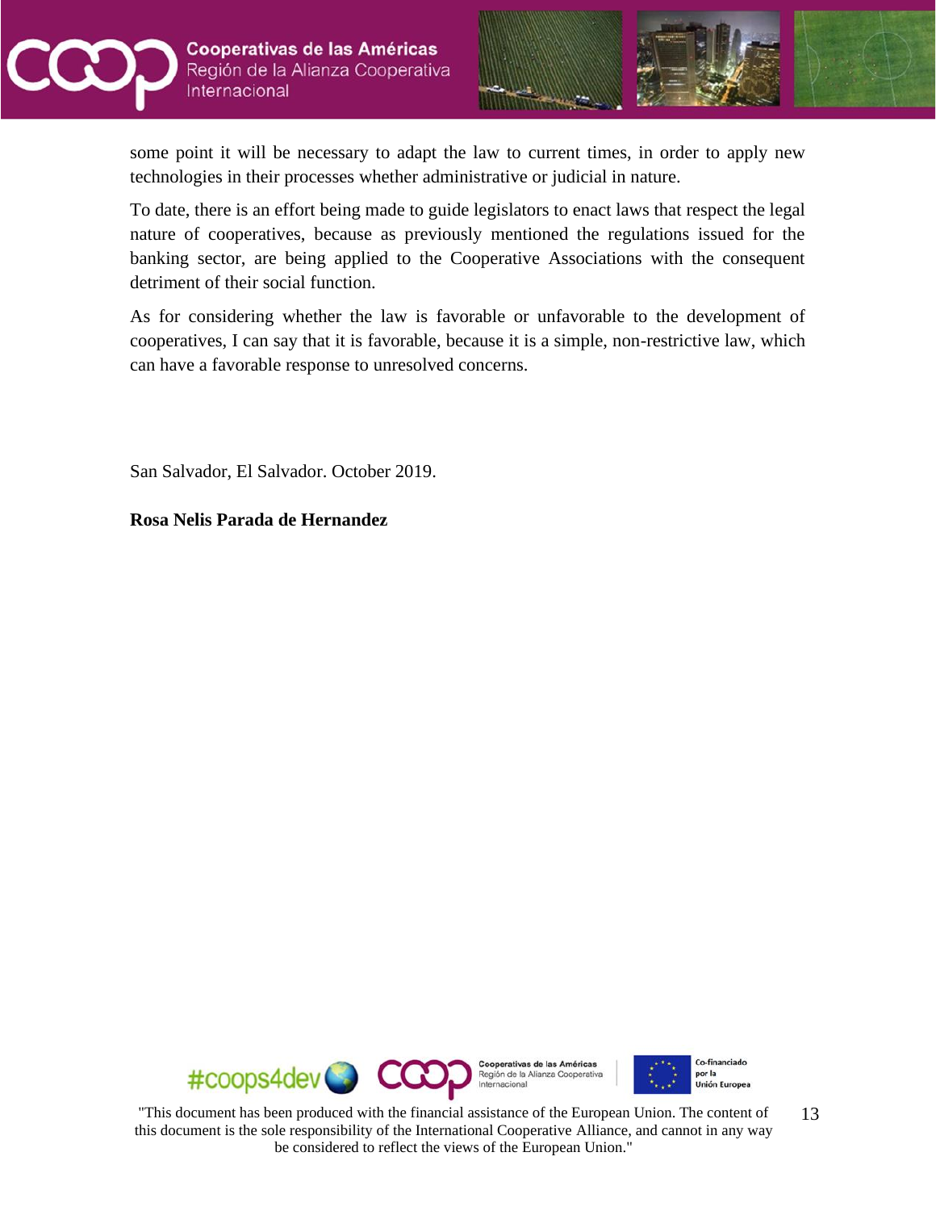some point it will be necessary to adapt the law to current times, in order to apply new technologies in their processes whether administrative or judicial in nature.

To date, there is an effort being made to guide legislators to enact laws that respect the legal nature of cooperatives, because as previously mentioned the regulations issued for the banking sector, are being applied to the Cooperative Associations with the consequent detriment of their social function.

As for considering whether the law is favorable or unfavorable to the development of cooperatives, I can say that it is favorable, because it is a simple, non-restrictive law, which can have a favorable response to unresolved concerns.

San Salvador, El Salvador. October 2019.

**Rosa Nelis Parada de Hernandez**

"This document has been produced with the financial assistance of the European Union. The content of this document is the sole responsibility of the International Cooperative Alliance, and cannot in any way be considered to reflect the views of the European Union."